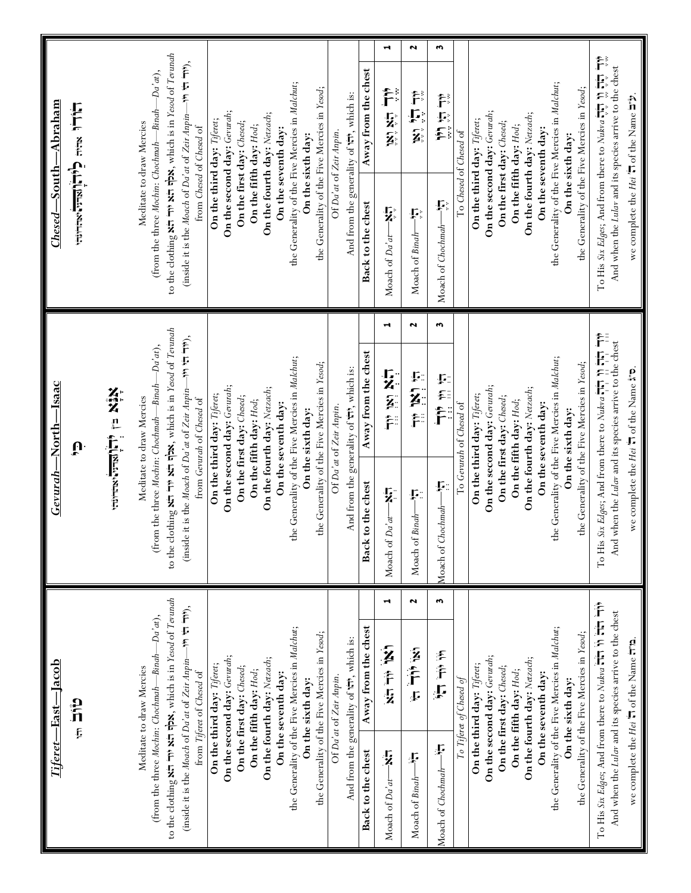## *Chesed*—South—Abraham

הוֹדוּ אהיה לַיהֹוָהאדניאהדונהי

Meditate to draw Mercies
(from the three *Mochin*: *Chochmah*—*Binah*—*Da'at*),
to the clothing **אלף הא יוד הא**, which is in *Yesod* of *Tevunah*
(inside it is the *Moach* of *Da'at* of *Zeir Anpin*—יוד הי ויו),
from *Chesed* of *Chesed* of

**On the third day:** *Tiferet*;
**On the second day:** *Gevurah*;
**On the first day:** *Chesed*;
**On the fifth day:** *Hod*;
**On the fourth day:** *Netzach*;
**On the seventh day:**
the Generality of the Five Mercies in *Malchut*;
**On the sixth day:**
the Generality of the Five Mercies in *Yesod*;

Of *Da'at* of *Zeir Anpin*.
And from the generality of יהי, which is:

| Back to the chest | Away from the chest | |
|---|---|---|
| Moach of *Da'at*—הא | יוד הא ואו | 1 |
| Moach of *Binah*—הי | יוד הי ואו | 2 |
| Moach of *Chochmah*—הי | יוד הי ויו | 3 |

To *Chesed* of *Chesed* of

**On the third day:** *Tiferet*;
**On the second day:** *Gevurah*;
**On the first day:** *Chesed*;
**On the fifth day:** *Hod*;
**On the fourth day:** *Netzach*;
**On the seventh day:**
the Generality of the Five Mercies in *Malchut*;
**On the sixth day:**
the Generality of the Five Mercies in *Yesod*;

To His *Six Edges*; And from there to *Nukva* יוד הה וו הה
And when the *Lulav* and its species arrive to the chest
we complete the *Hei* ה׳ of the Name ע״ב.

## *Gevurah*—North—Isaac

כִּי

אָנָּא בין יְהֹוָהאדניאהדונהי

Meditate to draw Mercies
(from the three *Mochin*: *Chochmah*—*Binah*—*Da'at*),
to the clothing **אלף הא יוד הא**, which is in *Yesod* of *Tevunah*
(inside it is the *Moach* of *Da'at* of *Zeir Anpin*—יוד הי ויו),
from *Gevurah* of *Chesed* of

**On the third day:** *Tiferet*;
**On the second day:** *Gevurah*;
**On the first day:** *Chesed*;
**On the fifth day:** *Hod*;
**On the fourth day:** *Netzach*;
**On the seventh day:**
the Generality of the Five Mercies in *Malchut*;
**On the sixth day:**
the Generality of the Five Mercies in *Yesod*;

Of *Da'at* of *Zeir Anpin*.
And from the generality of יהי, which is:

| Back to the chest | Away from the chest | |
|---|---|---|
| Moach of *Da'at*—הא | הא ואו יוד | 1 |
| Moach of *Binah*—הי | הי ואו יוד | 2 |
| Moach of *Chochmah*—הי | הי ויו יוד | 3 |

To *Gevurah* of *Chesed* of

**On the third day:** *Tiferet*;
**On the second day:** *Gevurah*;
**On the first day:** *Chesed*;
**On the fifth day:** *Hod*;
**On the fourth day:** *Netzach*;
**On the seventh day:**
the Generality of the Five Mercies in *Malchut*;
**On the sixth day:**
the Generality of the Five Mercies in *Yesod*;

To His *Six Edges*; And from there to *Nukva* יוד הה וו הה
And when the *Lulav* and its species arrive to the chest
we complete the *Hei* ה׳ of the Name ס״ג.

## *Tiferet*—East—Jacob

טוֹב הוי

Meditate to draw Mercies
(from the three *Mochin*: *Chochmah*—*Binah*—*Da'at*),
to the clothing **אלף הא יוד הא**, which is in *Yesod* of *Tevunah*
(inside it is the *Moach* of *Da'at* of *Zeir Anpin*—יוד הי ויו),
from *Tiferet* of *Chesed* of

**On the third day:** *Tiferet*;
**On the second day:** *Gevurah*;
**On the first day:** *Chesed*;
**On the fifth day:** *Hod*;
**On the fourth day:** *Netzach*;
**On the seventh day:**
the Generality of the Five Mercies in *Malchut*;
**On the sixth day:**
the Generality of the Five Mercies in *Yesod*;

Of *Da'at* of *Zeir Anpin*.
And from the generality of יהי, which is:

| Back to the chest | Away from the chest | |
|---|---|---|
| Moach of *Da'at*—הא | ואו יוד הא | 1 |
| Moach of *Binah*—הי | ואו יוד הי | 2 |
| Moach of *Chochmah*—הי | ויו יוד הי | 3 |

To *Tiferet* of *Chesed* of

**On the third day:** *Tiferet*;
**On the second day:** *Gevurah*;
**On the first day:** *Chesed*;
**On the fifth day:** *Hod*;
**On the fourth day:** *Netzach*;
**On the seventh day:**
the Generality of the Five Mercies in *Malchut*;
**On the sixth day:**
the Generality of the Five Mercies in *Yesod*;

To His *Six Edges*; And from there to *Nukva* יוד הה וו הה
And when the *Lulav* and its species arrive to the chest
we complete the *Hei* ה׳ of the Name מ״ה.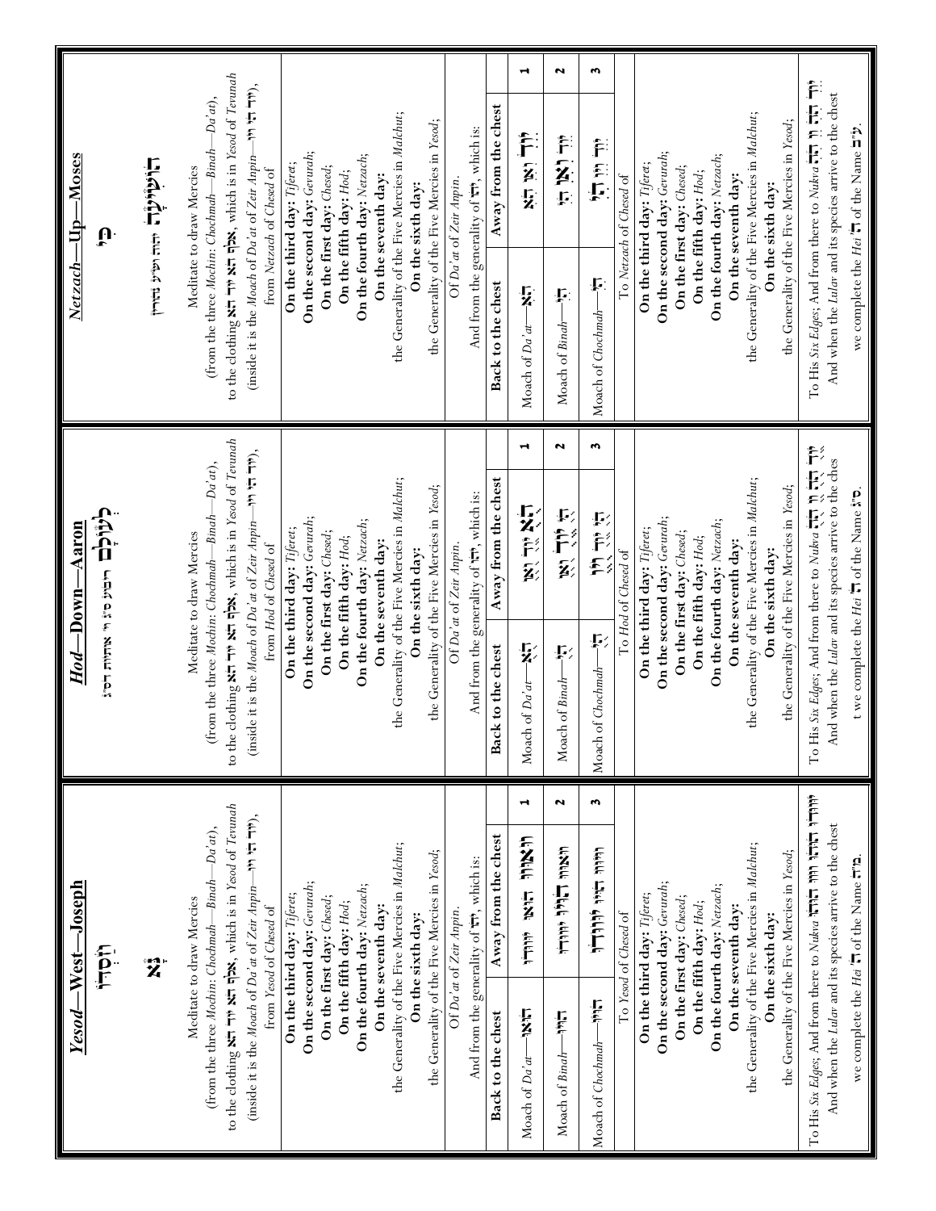## *Netzach*—Up—Moses

כִּי

הוֹשִׁיעָה יהוה ושי"ע נהורין

Meditate to draw Mercies
(from the three *Mochin*: *Chochmah*—*Binah*—*Da'at*),
to the clothing **אלף הא יוד הא**, which is in *Yesod* of *Tevunah*
(inside it is the *Moach* of *Da'at* of *Zeir Anpin*—**יוד הי ויו**),
from *Netzach* of *Chesed* of

**On the third day:** *Tiferet*;
**On the second day:** *Gevurah*;
**On the first day:** *Chesed*;
**On the fifth day:** *Hod*;
**On the fourth day:** *Netzach*;
**On the seventh day:**
the Generality of the Five Mercies in *Malchut*;
**On the sixth day:**
the Generality of the Five Mercies in *Yesod*;

Of *Da'at* of *Zeir Anpin*.
And from the generality of **יה"ו**, which is:

| Back to the chest | Away from the chest | |
|---|---|---|
| Moach of *Da'at*—**הֵא** | **יוּד וָאו הֵא** | 1 |
| Moach of *Binah*—**הֵי** | **יוּד וָאו הֵי** | 2 |
| Moach of *Chochmah*—**הֵי** | **יוּד וִיו הֵי** | 3 |

To *Netzach* of *Chesed* of

**On the third day:** *Tiferet*;
**On the second day:** *Gevurah*;
**On the first day:** *Chesed*;
**On the fifth day:** *Hod*;
**On the fourth day:** *Netzach*;
**On the seventh day:**
the Generality of the Five Mercies in *Malchut*;
**On the sixth day:**
the Generality of the Five Mercies in *Yesod*;

To His *Six Edges*; And from there to *Nukva* **יוד הה וו הה**.
And when the *Lulav* and its species arrive to the chest
we complete the *Hei* **ה'** of the Name **ע"ב**.

## *Hod*—Down—Aaron

לְעוֹלָם רבוע ס"ג ו' אותיות דס"ג

Meditate to draw Mercies
(from the three *Mochin*: *Chochmah*—*Binah*—*Da'at*),
to the clothing **אלף הא יוד הא**, which is in *Yesod* of *Tevunah*
(inside it is the *Moach* of *Da'at* of *Zeir Anpin*—**יוד הי ויו**),
from *Hod* of *Chesed* of

**On the third day:** *Tiferet*;
**On the second day:** *Gevurah*;
**On the first day:** *Chesed*;
**On the fifth day:** *Hod*;
**On the fourth day:** *Netzach*;
**On the seventh day:**
the Generality of the Five Mercies in *Malchut*;
**On the sixth day:**
the Generality of the Five Mercies in *Yesod*;

Of *Da'at* of *Zeir Anpin*.
And from the generality of **יה"ו**, which is:

| Back to the chest | Away from the chest | |
|---|---|---|
| Moach of *Da'at*—**הֵא** | **הֵא יוּד וָאו** | 1 |
| Moach of *Binah*—**הֵי** | **הֵי יוּד וָאו** | 2 |
| Moach of *Chochmah*—**הֵי** | **הֵי יוּד וִיו** | 3 |

To *Hod* of *Chesed* of

**On the third day:** *Tiferet*;
**On the second day:** *Gevurah*;
**On the first day:** *Chesed*;
**On the fifth day:** *Hod*;
**On the fourth day:** *Netzach*;
**On the seventh day:**
the Generality of the Five Mercies in *Malchut*;
**On the sixth day:**
the Generality of the Five Mercies in *Yesod*;

To His *Six Edges*; And from there to *Nukva* **יוד הה וו הה**.
And when the *Lulav* and its species arrive to the ches
t we complete the *Hei* **ה'** of the Name **ס"ג**.

## *Yesod*—West—Joseph

חַסְדּוֹ

נָא

Meditate to draw Mercies
(from the three *Mochin*: *Chochmah*—*Binah*—*Da'at*),
to the clothing **אלף הא יוד הא**, which is in *Yesod* of *Tevunah*
(inside it is the *Moach* of *Da'at* of *Zeir Anpin*—**יוד הי ויו**),
from *Yesod* of *Chesed* of

**On the third day:** *Tiferet*;
**On the second day:** *Gevurah*;
**On the first day:** *Chesed*;
**On the fifth day:** *Hod*;
**On the fourth day:** *Netzach*;
**On the seventh day:**
the Generality of the Five Mercies in *Malchut*;
**On the sixth day:**
the Generality of the Five Mercies in *Yesod*;

Of *Da'at* of *Zeir Anpin*.
And from the generality of **יה"ו**, which is:

| Back to the chest | Away from the chest | |
|---|---|---|
| Moach of *Da'at*—**הֵאאֵ** | **וָאָאוּ הֵאאֵ יוּוּדּ** | 1 |
| Moach of *Binah*—**הֵיוּ** | **הֵיאוּוּ הֵיוּוּ יוּוּדּ** | 2 |
| Moach of *Chochmah*—**הֵיוּוּ** | **וִיוּוּ הֵיוּוּ יוּוּדּוּ** | 3 |

To *Yesod* of *Chesed* of

**On the third day:** *Tiferet*;
**On the second day:** *Gevurah*;
**On the first day:** *Chesed*;
**On the fifth day:** *Hod*;
**On the fourth day:** *Netzach*;
**On the seventh day:**
the Generality of the Five Mercies in *Malchut*;
**On the sixth day:**
the Generality of the Five Mercies in *Yesod*;

To His *Six Edges*; And from there to *Nukva* **יוּוּד הֵהֵ וּוּ הֵהֵ**.
And when the *Lulav* and its species arrive to the chest
we complete the *Hei* **ה'** of the Name **מ"ה**.